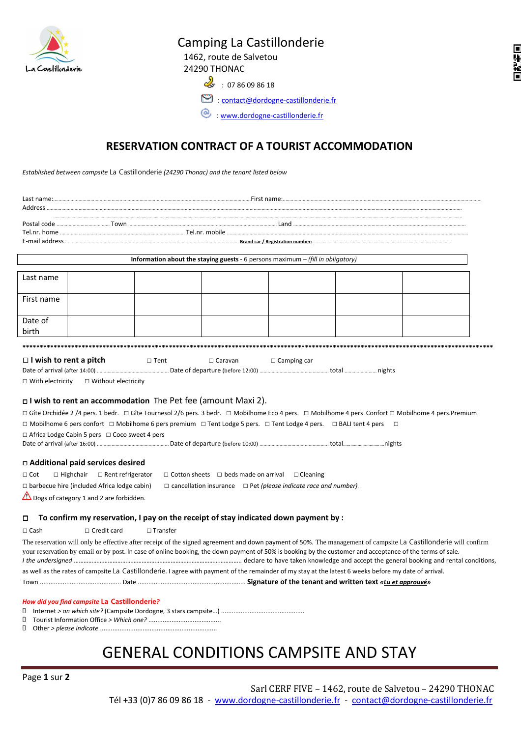La Castillonderie

# Camping La Castillonderie

1462, route de Salvetou
24290 THONAC

: 07 86 09 86 18

: contact@dordogne-castillonderie.fr

: www.dordogne-castillonderie.fr

## RESERVATION CONTRACT OF A TOURIST ACCOMMODATION

*Established between campsite* La Castillonderie *(24290 Thonac) and the tenant listed below*

Last name:............................................................................................................First name:.......................................................................................................................................

Address ...........................................................................................................................................................................................................................................

...........................................................................................................................................................................................................................

Postal code ........................ Town ............................................................................................ Land ..................................................................................................

Tel.nr. home ................................................................................... Tel.nr. mobile ......................................................................................................................

E-mail address........................................................................................................ **Brand car / Registration number:**..................................................................................

**Information about the staying guests** - 6 persons maximum – *(fill in obligatory)*

| Last name | | | | | | |
|---|---|---|---|---|---|---|
| First name | | | | | | |
| Date of birth | | | | | | |

*****************************************************************************************************************************

☐ **I wish to rent a pitch** ☐ Tent ☐ Caravan ☐ Camping car

Date of arrival (after 14:00) ........................................ Date of departure (before 12:00) ........................................ total ..................... nights

☐ With electricity ☐ Without electricity

☐ **I wish to rent an accommodation** The Pet fee (amount Maxi 2).

☐ Gîte Orchidée 2 /4 pers. 1 bedr. ☐ Gîte Tournesol 2/6 pers. 3 bedr. ☐ Mobilhome Eco 4 pers. ☐ Mobilhome 4 pers Confort ☐ Mobilhome 4 pers.Premium

☐ Mobilhome 6 pers confort ☐ Mobilhome 6 pers premium ☐ Tent Lodge 5 pers. ☐ Tent Lodge 4 pers. ☐ BALI tent 4 pers ☐

☐ Africa Lodge Cabin 5 pers ☐ Coco sweet 4 pers

Date of arrival (after 16:00) ........................................ Date of departure (before 10:00) ........................................ total................................nights

☐ **Additional paid services desired**

☐ Cot ☐ Highchair ☐ Rent refrigerator ☐ Cotton sheets ☐ beds made on arrival ☐ Cleaning

☐ barbecue hire (included Africa lodge cabin) ☐ cancellation insurance ☐ Pet *(please indicate race and number).*

⚠ Dogs of category 1 and 2 are forbidden.

☐ **To confirm my reservation, I pay on the receipt of stay indicated down payment by :**

☐ Cash ☐ Credit card ☐ Transfer

The reservation will only be effective after receipt of the signed agreement and down payment of 50%. The management of campsite La Castillonderie will confirm your reservation by email or by post. In case of online booking, the down payment of 50% is booking by the customer and acceptance of the terms of sale.

*I the undersigned* ....................................................................................................... declare to have taken knowledge and accept the general booking and rental conditions, as well as the rates of campsite La Castillonderie. I agree with payment of the remainder of my stay at the latest 6 weeks before my date of arrival.

Town .............................................. Date ............................................................ **Signature of the tenant and written text «*Lu et approuvé*»**

***How did you find campsite* La Castillonderie?**

- Internet > *on which site?* (Campsite Dordogne, 3 stars campsite…) ...............................................
- Tourist Information Office > *Which one?* .........................................
- Other > *please indicate* ..................................................................

# GENERAL CONDITIONS CAMPSITE AND STAY

Sarl CERF FIVE – 1462, route de Salvetou – 24290 THONAC
Tél +33 (0)7 86 09 86 18 - www.dordogne-castillonderie.fr - contact@dordogne-castillonderie.fr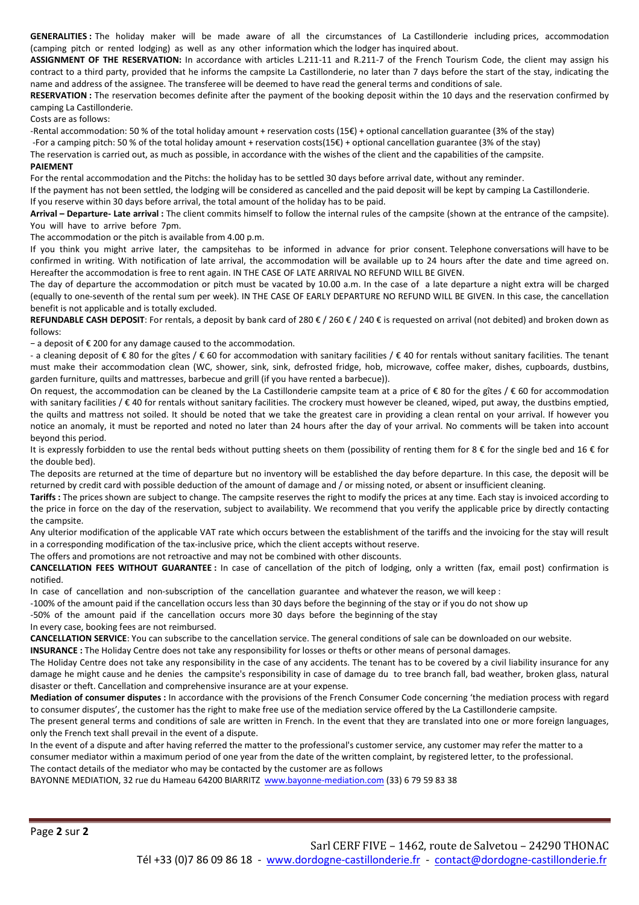**GENERALITIES :** The holiday maker will be made aware of all the circumstances of La Castillonderie including prices, accommodation (camping pitch or rented lodging) as well as any other information which the lodger has inquired about.

**ASSIGNMENT OF THE RESERVATION:** In accordance with articles L.211-11 and R.211-7 of the French Tourism Code, the client may assign his contract to a third party, provided that he informs the campsite La Castillonderie, no later than 7 days before the start of the stay, indicating the name and address of the assignee. The transferee will be deemed to have read the general terms and conditions of sale.

**RESERVATION :** The reservation becomes definite after the payment of the booking deposit within the 10 days and the reservation confirmed by camping La Castillonderie.

Costs are as follows:

-Rental accommodation: 50 % of the total holiday amount + reservation costs (15€) + optional cancellation guarantee (3% of the stay)

-For a camping pitch: 50 % of the total holiday amount + reservation costs(15€) + optional cancellation guarantee (3% of the stay)

The reservation is carried out, as much as possible, in accordance with the wishes of the client and the capabilities of the campsite.

**PAIEMENT**

For the rental accommodation and the Pitchs: the holiday has to be settled 30 days before arrival date, without any reminder.

If the payment has not been settled, the lodging will be considered as cancelled and the paid deposit will be kept by camping La Castillonderie.

If you reserve within 30 days before arrival, the total amount of the holiday has to be paid.

**Arrival – Departure- Late arrival :** The client commits himself to follow the internal rules of the campsite (shown at the entrance of the campsite). You will have to arrive before 7pm.

The accommodation or the pitch is available from 4.00 p.m.

If you think you might arrive later, the campsitehas to be informed in advance for prior consent. Telephone conversations will have to be confirmed in writing. With notification of late arrival, the accommodation will be available up to 24 hours after the date and time agreed on. Hereafter the accommodation is free to rent again. IN THE CASE OF LATE ARRIVAL NO REFUND WILL BE GIVEN.

The day of departure the accommodation or pitch must be vacated by 10.00 a.m. In the case of a late departure a night extra will be charged (equally to one-seventh of the rental sum per week). IN THE CASE OF EARLY DEPARTURE NO REFUND WILL BE GIVEN. In this case, the cancellation benefit is not applicable and is totally excluded.

**REFUNDABLE CASH DEPOSIT**: For rentals, a deposit by bank card of 280 € / 260 € / 240 € is requested on arrival (not debited) and broken down as follows:

− a deposit of € 200 for any damage caused to the accommodation.

- a cleaning deposit of € 80 for the gîtes / € 60 for accommodation with sanitary facilities / € 40 for rentals without sanitary facilities. The tenant must make their accommodation clean (WC, shower, sink, sink, defrosted fridge, hob, microwave, coffee maker, dishes, cupboards, dustbins, garden furniture, quilts and mattresses, barbecue and grill (if you have rented a barbecue)).

On request, the accommodation can be cleaned by the La Castillonderie campsite team at a price of € 80 for the gîtes / € 60 for accommodation with sanitary facilities / € 40 for rentals without sanitary facilities. The crockery must however be cleaned, wiped, put away, the dustbins emptied, the quilts and mattress not soiled. It should be noted that we take the greatest care in providing a clean rental on your arrival. If however you notice an anomaly, it must be reported and noted no later than 24 hours after the day of your arrival. No comments will be taken into account beyond this period.

It is expressly forbidden to use the rental beds without putting sheets on them (possibility of renting them for 8 € for the single bed and 16 € for the double bed).

The deposits are returned at the time of departure but no inventory will be established the day before departure. In this case, the deposit will be returned by credit card with possible deduction of the amount of damage and / or missing noted, or absent or insufficient cleaning.

**Tariffs :** The prices shown are subject to change. The campsite reserves the right to modify the prices at any time. Each stay is invoiced according to the price in force on the day of the reservation, subject to availability. We recommend that you verify the applicable price by directly contacting the campsite.

Any ulterior modification of the applicable VAT rate which occurs between the establishment of the tariffs and the invoicing for the stay will result in a corresponding modification of the tax-inclusive price, which the client accepts without reserve.

The offers and promotions are not retroactive and may not be combined with other discounts.

**CANCELLATION FEES WITHOUT GUARANTEE :** In case of cancellation of the pitch of lodging, only a written (fax, email post) confirmation is notified.

In case of cancellation and non-subscription of the cancellation guarantee and whatever the reason, we will keep :

-100% of the amount paid if the cancellation occurs less than 30 days before the beginning of the stay or if you do not show up

-50% of the amount paid if the cancellation occurs more 30 days before the beginning of the stay

In every case, booking fees are not reimbursed.

**CANCELLATION SERVICE**: You can subscribe to the cancellation service. The general conditions of sale can be downloaded on our website.

**INSURANCE :** The Holiday Centre does not take any responsibility for losses or thefts or other means of personal damages.

The Holiday Centre does not take any responsibility in the case of any accidents. The tenant has to be covered by a civil liability insurance for any damage he might cause and he denies the campsite's responsibility in case of damage du to tree branch fall, bad weather, broken glass, natural disaster or theft. Cancellation and comprehensive insurance are at your expense.

**Mediation of consumer disputes :** In accordance with the provisions of the French Consumer Code concerning 'the mediation process with regard to consumer disputes', the customer has the right to make free use of the mediation service offered by the La Castillonderie campsite.

The present general terms and conditions of sale are written in French. In the event that they are translated into one or more foreign languages, only the French text shall prevail in the event of a dispute.

In the event of a dispute and after having referred the matter to the professional's customer service, any customer may refer the matter to a consumer mediator within a maximum period of one year from the date of the written complaint, by registered letter, to the professional.

The contact details of the mediator who may be contacted by the customer are as follows

BAYONNE MEDIATION, 32 rue du Hameau 64200 BIARRITZ www.bayonne-mediation.com (33) 6 79 59 83 38

Sarl CERF FIVE – 1462, route de Salvetou – 24290 THONAC

Tél +33 (0)7 86 09 86 18 - www.dordogne-castillonderie.fr - contact@dordogne-castillonderie.fr